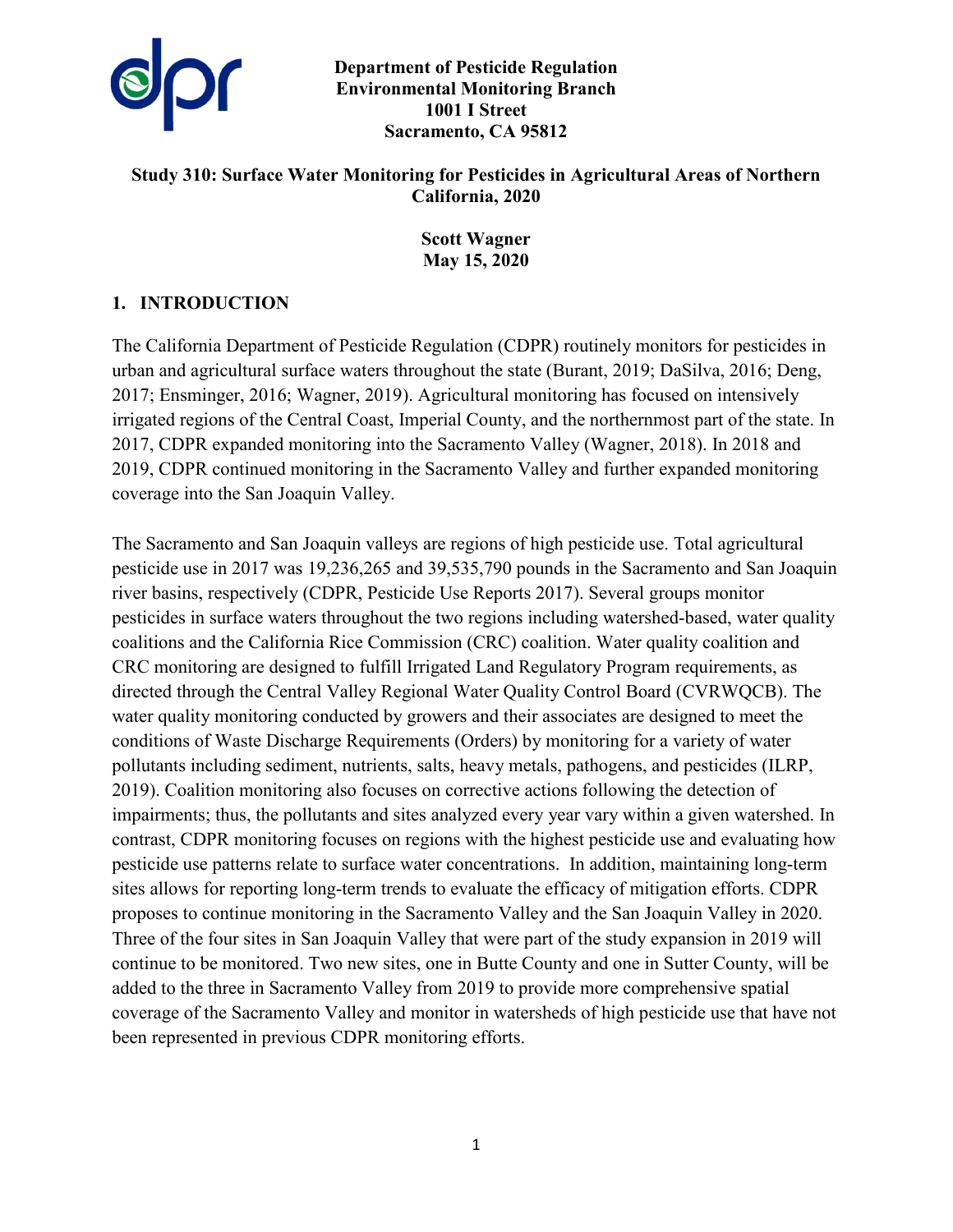**Department of Pesticide Regulation**
**Environmental Monitoring Branch**
**1001 I Street**
**Sacramento, CA 95812**

# Study 310: Surface Water Monitoring for Pesticides in Agricultural Areas of Northern California, 2020

**Scott Wagner**
**May 15, 2020**

## 1. INTRODUCTION

The California Department of Pesticide Regulation (CDPR) routinely monitors for pesticides in urban and agricultural surface waters throughout the state (Burant, 2019; DaSilva, 2016; Deng, 2017; Ensminger, 2016; Wagner, 2019). Agricultural monitoring has focused on intensively irrigated regions of the Central Coast, Imperial County, and the northernmost part of the state. In 2017, CDPR expanded monitoring into the Sacramento Valley (Wagner, 2018). In 2018 and 2019, CDPR continued monitoring in the Sacramento Valley and further expanded monitoring coverage into the San Joaquin Valley.

The Sacramento and San Joaquin valleys are regions of high pesticide use. Total agricultural pesticide use in 2017 was 19,236,265 and 39,535,790 pounds in the Sacramento and San Joaquin river basins, respectively (CDPR, Pesticide Use Reports 2017). Several groups monitor pesticides in surface waters throughout the two regions including watershed-based, water quality coalitions and the California Rice Commission (CRC) coalition. Water quality coalition and CRC monitoring are designed to fulfill Irrigated Land Regulatory Program requirements, as directed through the Central Valley Regional Water Quality Control Board (CVRWQCB). The water quality monitoring conducted by growers and their associates are designed to meet the conditions of Waste Discharge Requirements (Orders) by monitoring for a variety of water pollutants including sediment, nutrients, salts, heavy metals, pathogens, and pesticides (ILRP, 2019). Coalition monitoring also focuses on corrective actions following the detection of impairments; thus, the pollutants and sites analyzed every year vary within a given watershed. In contrast, CDPR monitoring focuses on regions with the highest pesticide use and evaluating how pesticide use patterns relate to surface water concentrations. In addition, maintaining long-term sites allows for reporting long-term trends to evaluate the efficacy of mitigation efforts. CDPR proposes to continue monitoring in the Sacramento Valley and the San Joaquin Valley in 2020. Three of the four sites in San Joaquin Valley that were part of the study expansion in 2019 will continue to be monitored. Two new sites, one in Butte County and one in Sutter County, will be added to the three in Sacramento Valley from 2019 to provide more comprehensive spatial coverage of the Sacramento Valley and monitor in watersheds of high pesticide use that have not been represented in previous CDPR monitoring efforts.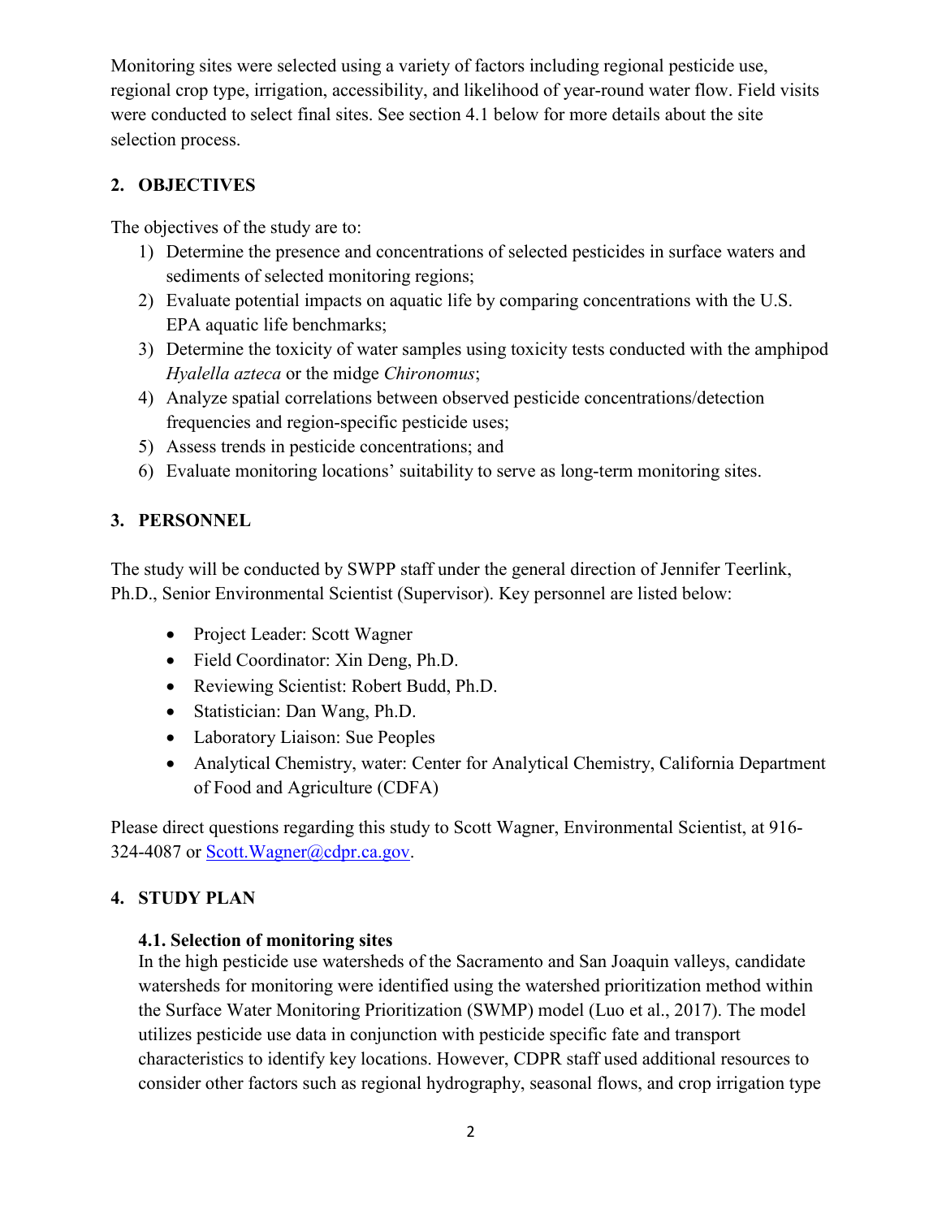Monitoring sites were selected using a variety of factors including regional pesticide use, regional crop type, irrigation, accessibility, and likelihood of year-round water flow. Field visits were conducted to select final sites. See section 4.1 below for more details about the site selection process.

## 2. OBJECTIVES

The objectives of the study are to:

1) Determine the presence and concentrations of selected pesticides in surface waters and sediments of selected monitoring regions;
2) Evaluate potential impacts on aquatic life by comparing concentrations with the U.S. EPA aquatic life benchmarks;
3) Determine the toxicity of water samples using toxicity tests conducted with the amphipod *Hyalella azteca* or the midge *Chironomus*;
4) Analyze spatial correlations between observed pesticide concentrations/detection frequencies and region-specific pesticide uses;
5) Assess trends in pesticide concentrations; and
6) Evaluate monitoring locations' suitability to serve as long-term monitoring sites.

## 3. PERSONNEL

The study will be conducted by SWPP staff under the general direction of Jennifer Teerlink, Ph.D., Senior Environmental Scientist (Supervisor). Key personnel are listed below:

- Project Leader: Scott Wagner
- Field Coordinator: Xin Deng, Ph.D.
- Reviewing Scientist: Robert Budd, Ph.D.
- Statistician: Dan Wang, Ph.D.
- Laboratory Liaison: Sue Peoples
- Analytical Chemistry, water: Center for Analytical Chemistry, California Department of Food and Agriculture (CDFA)

Please direct questions regarding this study to Scott Wagner, Environmental Scientist, at 916-324-4087 or Scott.Wagner@cdpr.ca.gov.

## 4. STUDY PLAN

### 4.1. Selection of monitoring sites

In the high pesticide use watersheds of the Sacramento and San Joaquin valleys, candidate watersheds for monitoring were identified using the watershed prioritization method within the Surface Water Monitoring Prioritization (SWMP) model (Luo et al., 2017). The model utilizes pesticide use data in conjunction with pesticide specific fate and transport characteristics to identify key locations. However, CDPR staff used additional resources to consider other factors such as regional hydrography, seasonal flows, and crop irrigation type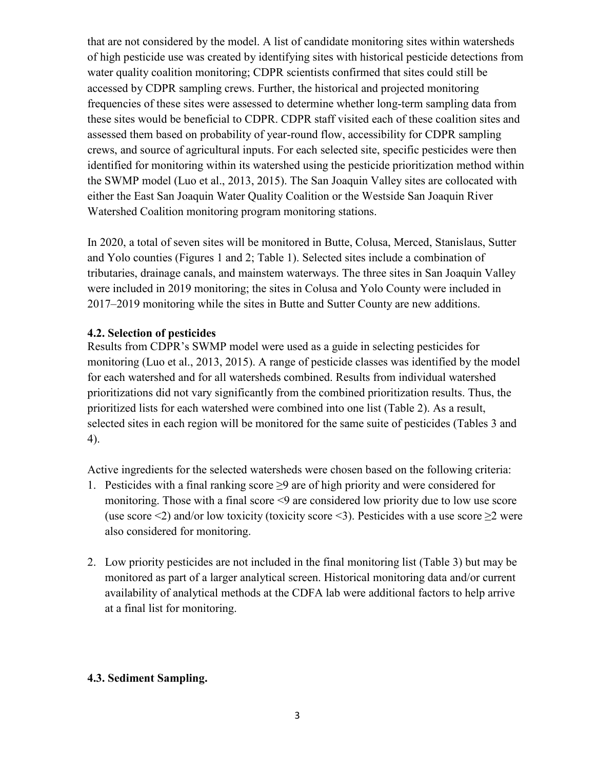that are not considered by the model. A list of candidate monitoring sites within watersheds of high pesticide use was created by identifying sites with historical pesticide detections from water quality coalition monitoring; CDPR scientists confirmed that sites could still be accessed by CDPR sampling crews. Further, the historical and projected monitoring frequencies of these sites were assessed to determine whether long-term sampling data from these sites would be beneficial to CDPR. CDPR staff visited each of these coalition sites and assessed them based on probability of year-round flow, accessibility for CDPR sampling crews, and source of agricultural inputs. For each selected site, specific pesticides were then identified for monitoring within its watershed using the pesticide prioritization method within the SWMP model (Luo et al., 2013, 2015). The San Joaquin Valley sites are collocated with either the East San Joaquin Water Quality Coalition or the Westside San Joaquin River Watershed Coalition monitoring program monitoring stations.

In 2020, a total of seven sites will be monitored in Butte, Colusa, Merced, Stanislaus, Sutter and Yolo counties (Figures 1 and 2; Table 1). Selected sites include a combination of tributaries, drainage canals, and mainstem waterways. The three sites in San Joaquin Valley were included in 2019 monitoring; the sites in Colusa and Yolo County were included in 2017–2019 monitoring while the sites in Butte and Sutter County are new additions.

### 4.2. Selection of pesticides

Results from CDPR's SWMP model were used as a guide in selecting pesticides for monitoring (Luo et al., 2013, 2015). A range of pesticide classes was identified by the model for each watershed and for all watersheds combined. Results from individual watershed prioritizations did not vary significantly from the combined prioritization results. Thus, the prioritized lists for each watershed were combined into one list (Table 2). As a result, selected sites in each region will be monitored for the same suite of pesticides (Tables 3 and 4).

Active ingredients for the selected watersheds were chosen based on the following criteria:

1. Pesticides with a final ranking score $\geq 9$ are of high priority and were considered for monitoring. Those with a final score $<9$ are considered low priority due to low use score (use score $<2$) and/or low toxicity (toxicity score $<3$). Pesticides with a use score $\geq 2$ were also considered for monitoring.

2. Low priority pesticides are not included in the final monitoring list (Table 3) but may be monitored as part of a larger analytical screen. Historical monitoring data and/or current availability of analytical methods at the CDFA lab were additional factors to help arrive at a final list for monitoring.

### 4.3. Sediment Sampling.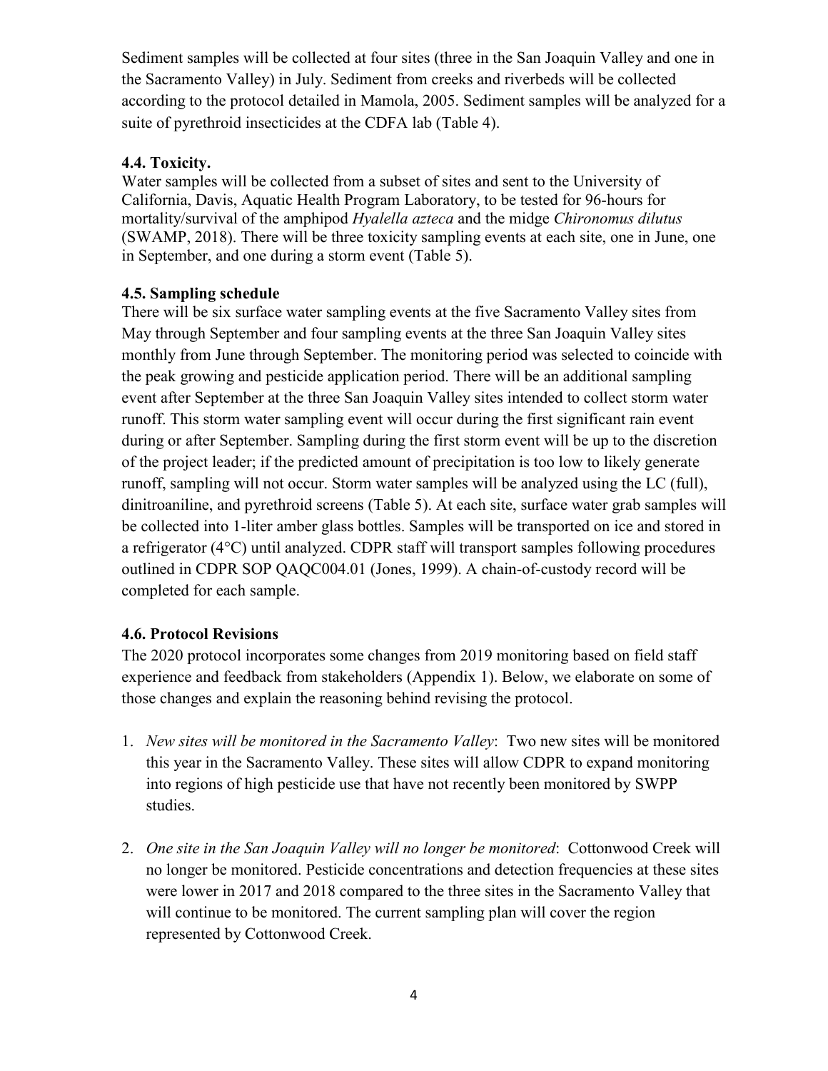Sediment samples will be collected at four sites (three in the San Joaquin Valley and one in the Sacramento Valley) in July. Sediment from creeks and riverbeds will be collected according to the protocol detailed in Mamola, 2005. Sediment samples will be analyzed for a suite of pyrethroid insecticides at the CDFA lab (Table 4).

### 4.4. Toxicity.

Water samples will be collected from a subset of sites and sent to the University of California, Davis, Aquatic Health Program Laboratory, to be tested for 96-hours for mortality/survival of the amphipod *Hyalella azteca* and the midge *Chironomus dilutus* (SWAMP, 2018). There will be three toxicity sampling events at each site, one in June, one in September, and one during a storm event (Table 5).

### 4.5. Sampling schedule

There will be six surface water sampling events at the five Sacramento Valley sites from May through September and four sampling events at the three San Joaquin Valley sites monthly from June through September. The monitoring period was selected to coincide with the peak growing and pesticide application period. There will be an additional sampling event after September at the three San Joaquin Valley sites intended to collect storm water runoff. This storm water sampling event will occur during the first significant rain event during or after September. Sampling during the first storm event will be up to the discretion of the project leader; if the predicted amount of precipitation is too low to likely generate runoff, sampling will not occur. Storm water samples will be analyzed using the LC (full), dinitroaniline, and pyrethroid screens (Table 5). At each site, surface water grab samples will be collected into 1-liter amber glass bottles. Samples will be transported on ice and stored in a refrigerator (4°C) until analyzed. CDPR staff will transport samples following procedures outlined in CDPR SOP QAQC004.01 (Jones, 1999). A chain-of-custody record will be completed for each sample.

### 4.6. Protocol Revisions

The 2020 protocol incorporates some changes from 2019 monitoring based on field staff experience and feedback from stakeholders (Appendix 1). Below, we elaborate on some of those changes and explain the reasoning behind revising the protocol.

1. *New sites will be monitored in the Sacramento Valley*: Two new sites will be monitored this year in the Sacramento Valley. These sites will allow CDPR to expand monitoring into regions of high pesticide use that have not recently been monitored by SWPP studies.

2. *One site in the San Joaquin Valley will no longer be monitored*: Cottonwood Creek will no longer be monitored. Pesticide concentrations and detection frequencies at these sites were lower in 2017 and 2018 compared to the three sites in the Sacramento Valley that will continue to be monitored. The current sampling plan will cover the region represented by Cottonwood Creek.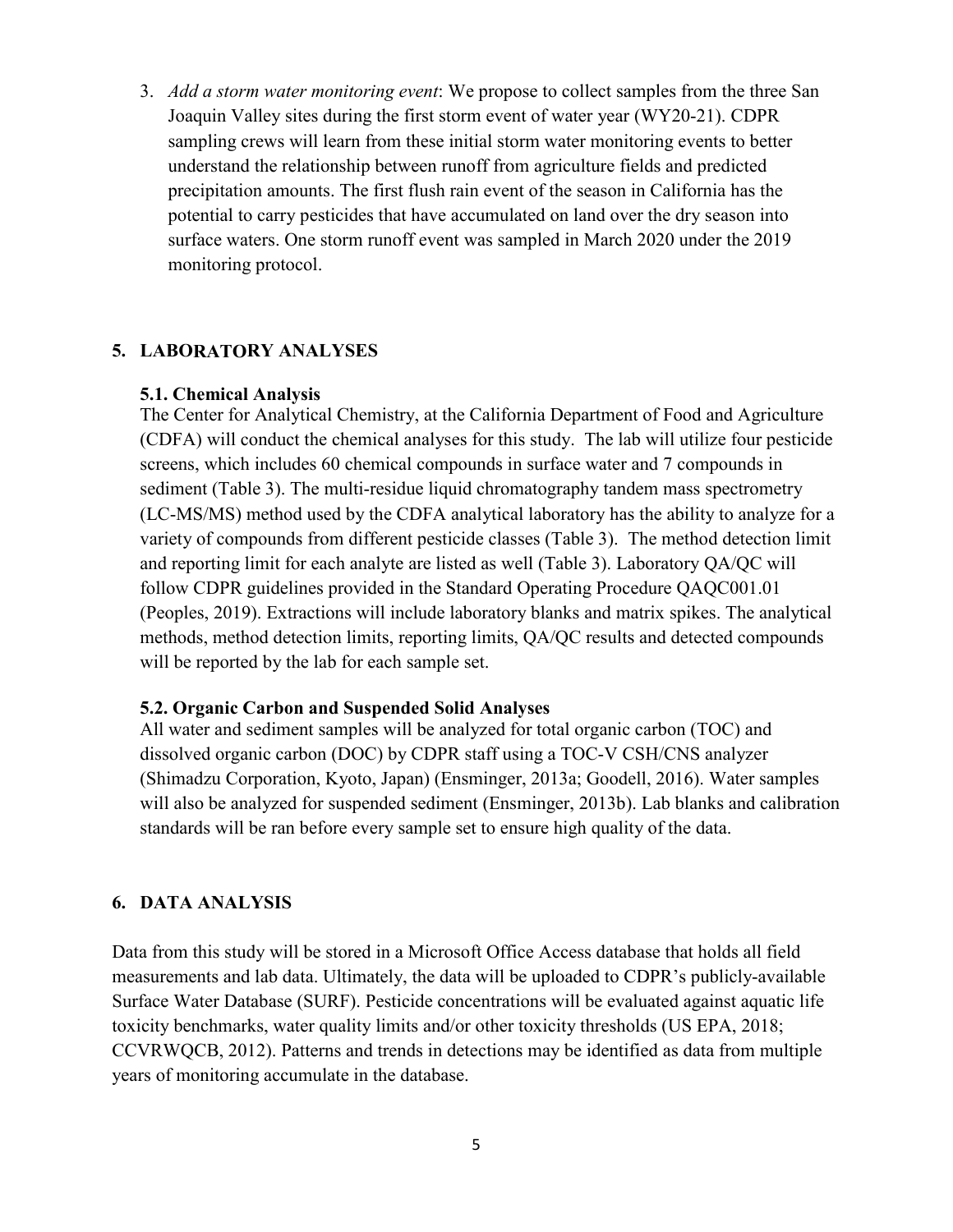3. *Add a storm water monitoring event*: We propose to collect samples from the three San Joaquin Valley sites during the first storm event of water year (WY20-21). CDPR sampling crews will learn from these initial storm water monitoring events to better understand the relationship between runoff from agriculture fields and predicted precipitation amounts. The first flush rain event of the season in California has the potential to carry pesticides that have accumulated on land over the dry season into surface waters. One storm runoff event was sampled in March 2020 under the 2019 monitoring protocol.

## 5. LABORATORY ANALYSES

### 5.1. Chemical Analysis

The Center for Analytical Chemistry, at the California Department of Food and Agriculture (CDFA) will conduct the chemical analyses for this study. The lab will utilize four pesticide screens, which includes 60 chemical compounds in surface water and 7 compounds in sediment (Table 3). The multi-residue liquid chromatography tandem mass spectrometry (LC-MS/MS) method used by the CDFA analytical laboratory has the ability to analyze for a variety of compounds from different pesticide classes (Table 3). The method detection limit and reporting limit for each analyte are listed as well (Table 3). Laboratory QA/QC will follow CDPR guidelines provided in the Standard Operating Procedure QAQC001.01 (Peoples, 2019). Extractions will include laboratory blanks and matrix spikes. The analytical methods, method detection limits, reporting limits, QA/QC results and detected compounds will be reported by the lab for each sample set.

### 5.2. Organic Carbon and Suspended Solid Analyses

All water and sediment samples will be analyzed for total organic carbon (TOC) and dissolved organic carbon (DOC) by CDPR staff using a TOC-V CSH/CNS analyzer (Shimadzu Corporation, Kyoto, Japan) (Ensminger, 2013a; Goodell, 2016). Water samples will also be analyzed for suspended sediment (Ensminger, 2013b). Lab blanks and calibration standards will be ran before every sample set to ensure high quality of the data.

## 6. DATA ANALYSIS

Data from this study will be stored in a Microsoft Office Access database that holds all field measurements and lab data. Ultimately, the data will be uploaded to CDPR's publicly-available Surface Water Database (SURF). Pesticide concentrations will be evaluated against aquatic life toxicity benchmarks, water quality limits and/or other toxicity thresholds (US EPA, 2018; CCVRWQCB, 2012). Patterns and trends in detections may be identified as data from multiple years of monitoring accumulate in the database.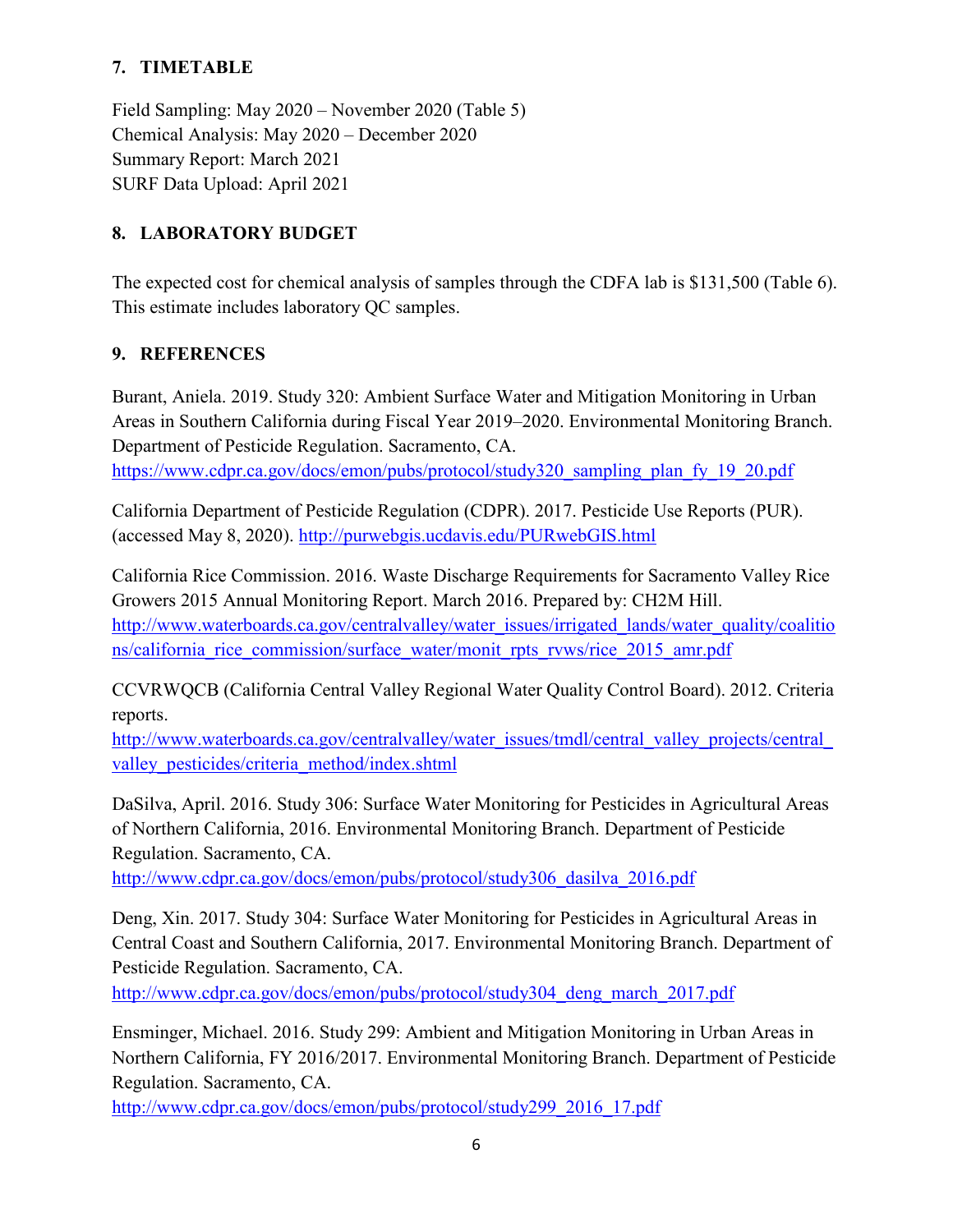## 7. TIMETABLE

Field Sampling: May 2020 – November 2020 (Table 5)
Chemical Analysis: May 2020 – December 2020
Summary Report: March 2021
SURF Data Upload: April 2021

## 8. LABORATORY BUDGET

The expected cost for chemical analysis of samples through the CDFA lab is $131,500 (Table 6). This estimate includes laboratory QC samples.

## 9. REFERENCES

Burant, Aniela. 2019. Study 320: Ambient Surface Water and Mitigation Monitoring in Urban Areas in Southern California during Fiscal Year 2019–2020. Environmental Monitoring Branch. Department of Pesticide Regulation. Sacramento, CA. https://www.cdpr.ca.gov/docs/emon/pubs/protocol/study320_sampling_plan_fy_19_20.pdf

California Department of Pesticide Regulation (CDPR). 2017. Pesticide Use Reports (PUR). (accessed May 8, 2020). http://purwebgis.ucdavis.edu/PURwebGIS.html

California Rice Commission. 2016. Waste Discharge Requirements for Sacramento Valley Rice Growers 2015 Annual Monitoring Report. March 2016. Prepared by: CH2M Hill. http://www.waterboards.ca.gov/centralvalley/water_issues/irrigated_lands/water_quality/coalitions/california_rice_commission/surface_water/monit_rpts_rvws/rice_2015_amr.pdf

CCVRWQCB (California Central Valley Regional Water Quality Control Board). 2012. Criteria reports. http://www.waterboards.ca.gov/centralvalley/water_issues/tmdl/central_valley_projects/central_valley_pesticides/criteria_method/index.shtml

DaSilva, April. 2016. Study 306: Surface Water Monitoring for Pesticides in Agricultural Areas of Northern California, 2016. Environmental Monitoring Branch. Department of Pesticide Regulation. Sacramento, CA. http://www.cdpr.ca.gov/docs/emon/pubs/protocol/study306_dasilva_2016.pdf

Deng, Xin. 2017. Study 304: Surface Water Monitoring for Pesticides in Agricultural Areas in Central Coast and Southern California, 2017. Environmental Monitoring Branch. Department of Pesticide Regulation. Sacramento, CA. http://www.cdpr.ca.gov/docs/emon/pubs/protocol/study304_deng_march_2017.pdf

Ensminger, Michael. 2016. Study 299: Ambient and Mitigation Monitoring in Urban Areas in Northern California, FY 2016/2017. Environmental Monitoring Branch. Department of Pesticide Regulation. Sacramento, CA. http://www.cdpr.ca.gov/docs/emon/pubs/protocol/study299_2016_17.pdf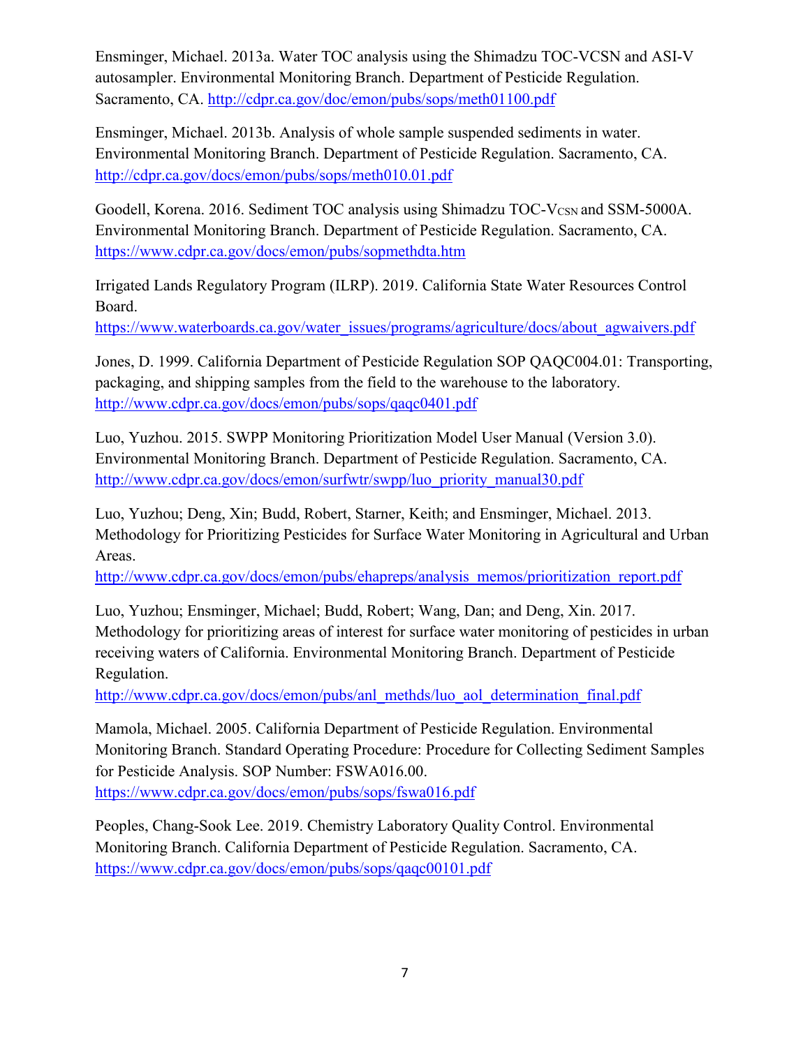Ensminger, Michael. 2013a. Water TOC analysis using the Shimadzu TOC-VCSN and ASI-V autosampler. Environmental Monitoring Branch. Department of Pesticide Regulation. Sacramento, CA. http://cdpr.ca.gov/doc/emon/pubs/sops/meth01100.pdf

Ensminger, Michael. 2013b. Analysis of whole sample suspended sediments in water. Environmental Monitoring Branch. Department of Pesticide Regulation. Sacramento, CA. http://cdpr.ca.gov/docs/emon/pubs/sops/meth010.01.pdf

Goodell, Korena. 2016. Sediment TOC analysis using Shimadzu TOC-$V_{CSN}$ and SSM-5000A. Environmental Monitoring Branch. Department of Pesticide Regulation. Sacramento, CA. https://www.cdpr.ca.gov/docs/emon/pubs/sopmethdta.htm

Irrigated Lands Regulatory Program (ILRP). 2019. California State Water Resources Control Board. https://www.waterboards.ca.gov/water_issues/programs/agriculture/docs/about_agwaivers.pdf

Jones, D. 1999. California Department of Pesticide Regulation SOP QAQC004.01: Transporting, packaging, and shipping samples from the field to the warehouse to the laboratory. http://www.cdpr.ca.gov/docs/emon/pubs/sops/qaqc0401.pdf

Luo, Yuzhou. 2015. SWPP Monitoring Prioritization Model User Manual (Version 3.0). Environmental Monitoring Branch. Department of Pesticide Regulation. Sacramento, CA. http://www.cdpr.ca.gov/docs/emon/surfwtr/swpp/luo_priority_manual30.pdf

Luo, Yuzhou; Deng, Xin; Budd, Robert, Starner, Keith; and Ensminger, Michael. 2013. Methodology for Prioritizing Pesticides for Surface Water Monitoring in Agricultural and Urban Areas. http://www.cdpr.ca.gov/docs/emon/pubs/ehapreps/analysis_memos/prioritization_report.pdf

Luo, Yuzhou; Ensminger, Michael; Budd, Robert; Wang, Dan; and Deng, Xin. 2017. Methodology for prioritizing areas of interest for surface water monitoring of pesticides in urban receiving waters of California. Environmental Monitoring Branch. Department of Pesticide Regulation. http://www.cdpr.ca.gov/docs/emon/pubs/anl_methds/luo_aol_determination_final.pdf

Mamola, Michael. 2005. California Department of Pesticide Regulation. Environmental Monitoring Branch. Standard Operating Procedure: Procedure for Collecting Sediment Samples for Pesticide Analysis. SOP Number: FSWA016.00. https://www.cdpr.ca.gov/docs/emon/pubs/sops/fswa016.pdf

Peoples, Chang-Sook Lee. 2019. Chemistry Laboratory Quality Control. Environmental Monitoring Branch. California Department of Pesticide Regulation. Sacramento, CA. https://www.cdpr.ca.gov/docs/emon/pubs/sops/qaqc00101.pdf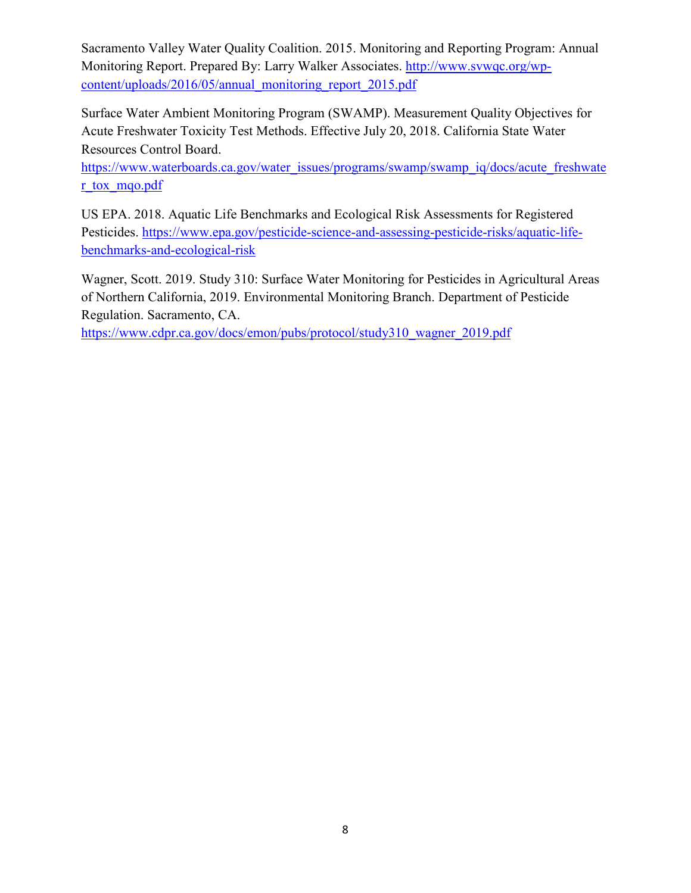Sacramento Valley Water Quality Coalition. 2015. Monitoring and Reporting Program: Annual Monitoring Report. Prepared By: Larry Walker Associates. http://www.svwqc.org/wp-content/uploads/2016/05/annual_monitoring_report_2015.pdf

Surface Water Ambient Monitoring Program (SWAMP). Measurement Quality Objectives for Acute Freshwater Toxicity Test Methods. Effective July 20, 2018. California State Water Resources Control Board. https://www.waterboards.ca.gov/water_issues/programs/swamp/swamp_iq/docs/acute_freshwater_tox_mqo.pdf

US EPA. 2018. Aquatic Life Benchmarks and Ecological Risk Assessments for Registered Pesticides. https://www.epa.gov/pesticide-science-and-assessing-pesticide-risks/aquatic-life-benchmarks-and-ecological-risk

Wagner, Scott. 2019. Study 310: Surface Water Monitoring for Pesticides in Agricultural Areas of Northern California, 2019. Environmental Monitoring Branch. Department of Pesticide Regulation. Sacramento, CA. https://www.cdpr.ca.gov/docs/emon/pubs/protocol/study310_wagner_2019.pdf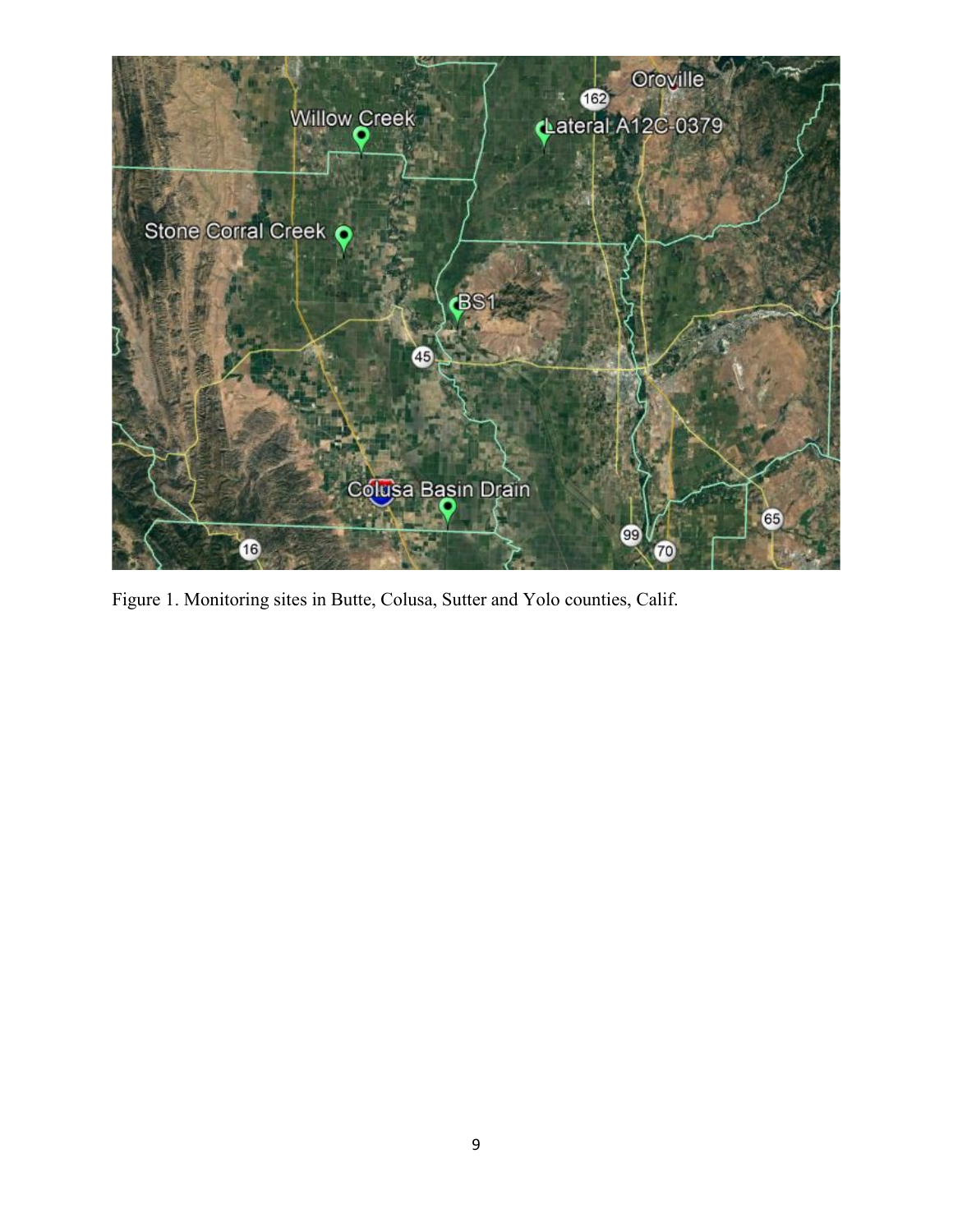Figure 1. Monitoring sites in Butte, Colusa, Sutter and Yolo counties, Calif.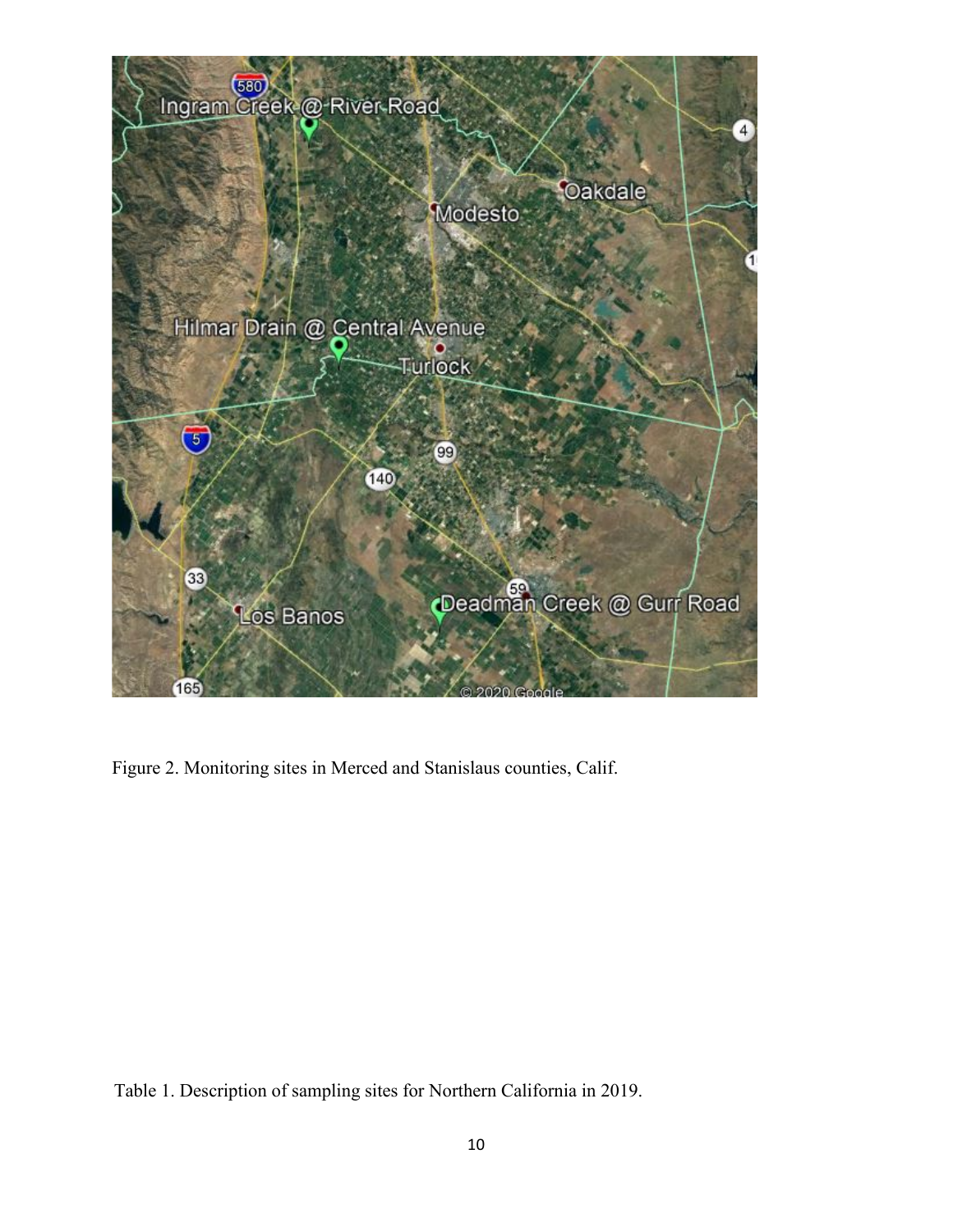Figure 2. Monitoring sites in Merced and Stanislaus counties, Calif.

Table 1. Description of sampling sites for Northern California in 2019.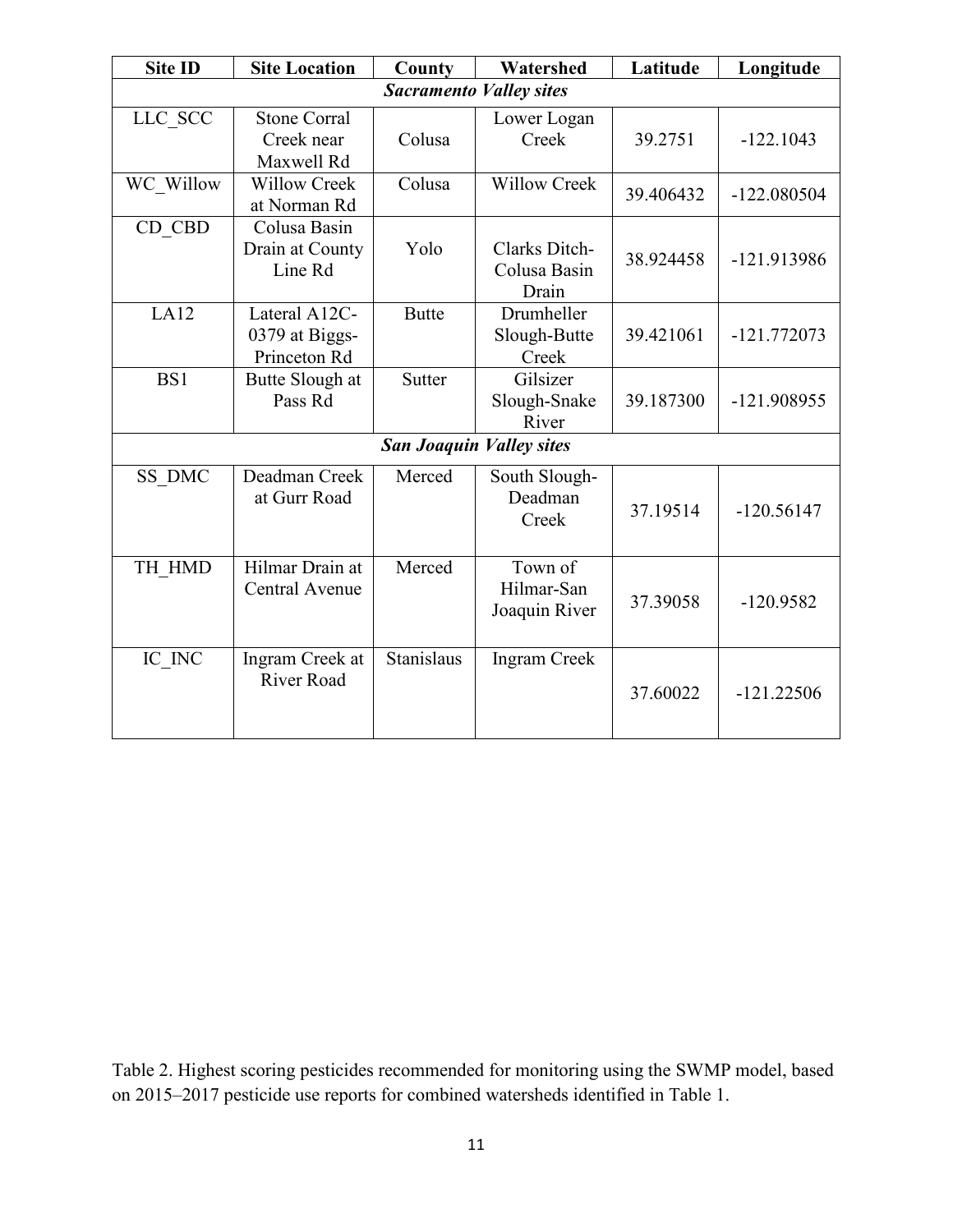| Site ID | Site Location | County | Watershed | Latitude | Longitude |
|---|---|---|---|---|---|
| ***Sacramento Valley sites*** | | | | | |
| LLC_SCC | Stone Corral Creek near Maxwell Rd | Colusa | Lower Logan Creek | 39.2751 | -122.1043 |
| WC_Willow | Willow Creek at Norman Rd | Colusa | Willow Creek | 39.406432 | -122.080504 |
| CD_CBD | Colusa Basin Drain at County Line Rd | Yolo | Clarks Ditch-Colusa Basin Drain | 38.924458 | -121.913986 |
| LA12 | Lateral A12C-0379 at Biggs-Princeton Rd | Butte | Drumheller Slough-Butte Creek | 39.421061 | -121.772073 |
| BS1 | Butte Slough at Pass Rd | Sutter | Gilsizer Slough-Snake River | 39.187300 | -121.908955 |
| ***San Joaquin Valley sites*** | | | | | |
| SS_DMC | Deadman Creek at Gurr Road | Merced | South Slough-Deadman Creek | 37.19514 | -120.56147 |
| TH_HMD | Hilmar Drain at Central Avenue | Merced | Town of Hilmar-San Joaquin River | 37.39058 | -120.9582 |
| IC_INC | Ingram Creek at River Road | Stanislaus | Ingram Creek | 37.60022 | -121.22506 |

Table 2. Highest scoring pesticides recommended for monitoring using the SWMP model, based on 2015–2017 pesticide use reports for combined watersheds identified in Table 1.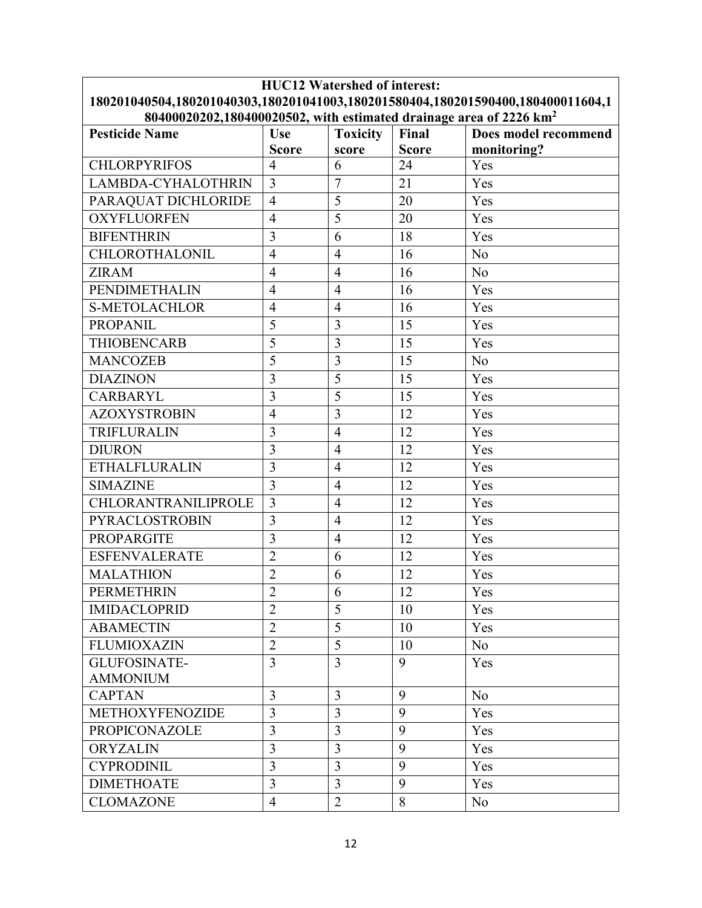| HUC12 Watershed of interest: 180201040504,180201040303,180201041003,180201580404,180201590400,180400011604,180400020202,180400020502, with estimated drainage area of 2226 km$^2$ | | | | |
|---|---|---|---|---|
| **Pesticide Name** | **Use Score** | **Toxicity score** | **Final Score** | **Does model recommend monitoring?** |
| CHLORPYRIFOS | 4 | 6 | 24 | Yes |
| LAMBDA-CYHALOTHRIN | 3 | 7 | 21 | Yes |
| PARAQUAT DICHLORIDE | 4 | 5 | 20 | Yes |
| OXYFLUORFEN | 4 | 5 | 20 | Yes |
| BIFENTHRIN | 3 | 6 | 18 | Yes |
| CHLOROTHALONIL | 4 | 4 | 16 | No |
| ZIRAM | 4 | 4 | 16 | No |
| PENDIMETHALIN | 4 | 4 | 16 | Yes |
| S-METOLACHLOR | 4 | 4 | 16 | Yes |
| PROPANIL | 5 | 3 | 15 | Yes |
| THIOBENCARB | 5 | 3 | 15 | Yes |
| MANCOZEB | 5 | 3 | 15 | No |
| DIAZINON | 3 | 5 | 15 | Yes |
| CARBARYL | 3 | 5 | 15 | Yes |
| AZOXYSTROBIN | 4 | 3 | 12 | Yes |
| TRIFLURALIN | 3 | 4 | 12 | Yes |
| DIURON | 3 | 4 | 12 | Yes |
| ETHALFLURALIN | 3 | 4 | 12 | Yes |
| SIMAZINE | 3 | 4 | 12 | Yes |
| CHLORANTRANILIPROLE | 3 | 4 | 12 | Yes |
| PYRACLOSTROBIN | 3 | 4 | 12 | Yes |
| PROPARGITE | 3 | 4 | 12 | Yes |
| ESFENVALERATE | 2 | 6 | 12 | Yes |
| MALATHION | 2 | 6 | 12 | Yes |
| PERMETHRIN | 2 | 6 | 12 | Yes |
| IMIDACLOPRID | 2 | 5 | 10 | Yes |
| ABAMECTIN | 2 | 5 | 10 | Yes |
| FLUMIOXAZIN | 2 | 5 | 10 | No |
| GLUFOSINATE-AMMONIUM | 3 | 3 | 9 | Yes |
| CAPTAN | 3 | 3 | 9 | No |
| METHOXYFENOZIDE | 3 | 3 | 9 | Yes |
| PROPICONAZOLE | 3 | 3 | 9 | Yes |
| ORYZALIN | 3 | 3 | 9 | Yes |
| CYPRODINIL | 3 | 3 | 9 | Yes |
| DIMETHOATE | 3 | 3 | 9 | Yes |
| CLOMAZONE | 4 | 2 | 8 | No |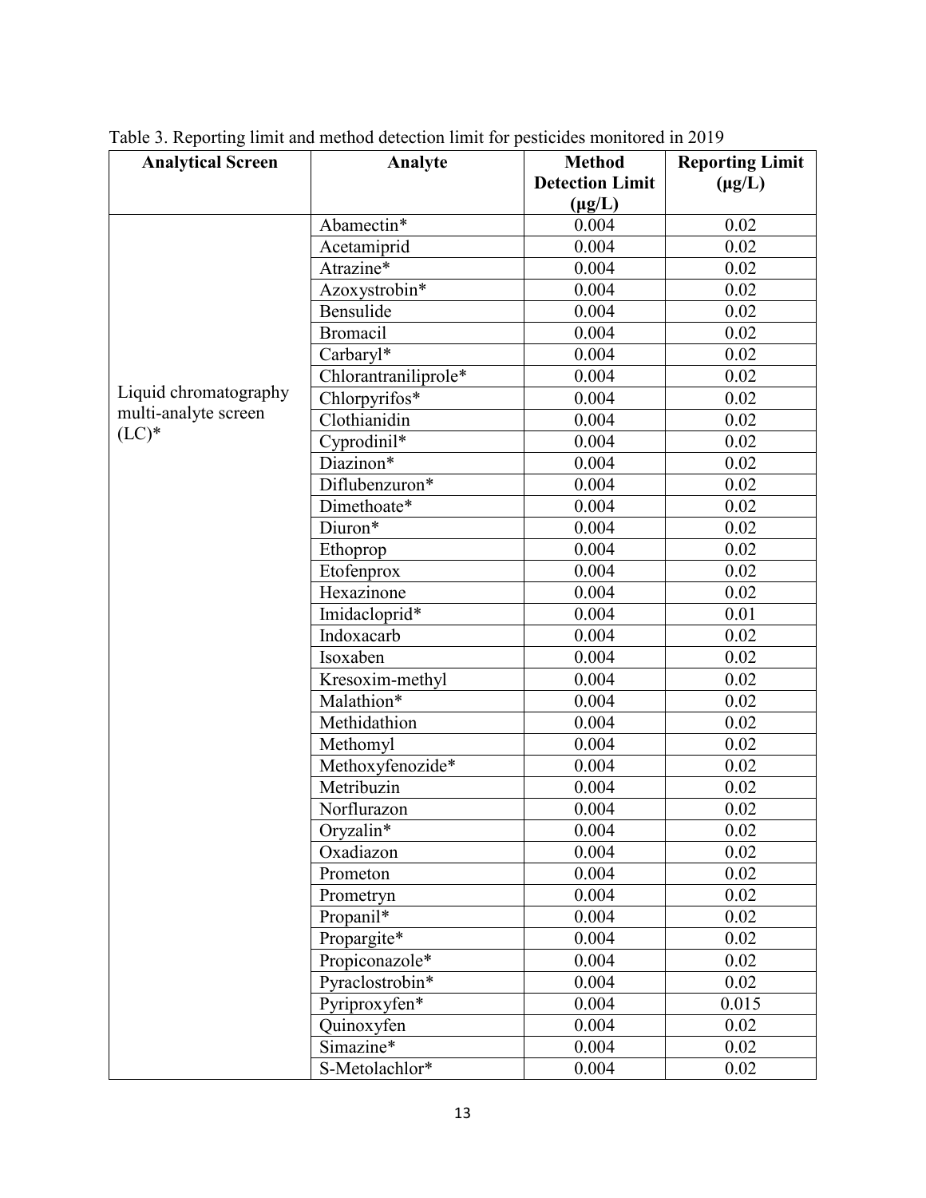Table 3. Reporting limit and method detection limit for pesticides monitored in 2019

| Analytical Screen | Analyte | Method Detection Limit (µg/L) | Reporting Limit (µg/L) |
|---|---|---|---|
| Liquid chromatography multi-analyte screen (LC)* | Abamectin* | 0.004 | 0.02 |
| | Acetamiprid | 0.004 | 0.02 |
| | Atrazine* | 0.004 | 0.02 |
| | Azoxystrobin* | 0.004 | 0.02 |
| | Bensulide | 0.004 | 0.02 |
| | Bromacil | 0.004 | 0.02 |
| | Carbaryl* | 0.004 | 0.02 |
| | Chlorantraniliprole* | 0.004 | 0.02 |
| | Chlorpyrifos* | 0.004 | 0.02 |
| | Clothianidin | 0.004 | 0.02 |
| | Cyprodinil* | 0.004 | 0.02 |
| | Diazinon* | 0.004 | 0.02 |
| | Diflubenzuron* | 0.004 | 0.02 |
| | Dimethoate* | 0.004 | 0.02 |
| | Diuron* | 0.004 | 0.02 |
| | Ethoprop | 0.004 | 0.02 |
| | Etofenprox | 0.004 | 0.02 |
| | Hexazinone | 0.004 | 0.02 |
| | Imidacloprid* | 0.004 | 0.01 |
| | Indoxacarb | 0.004 | 0.02 |
| | Isoxaben | 0.004 | 0.02 |
| | Kresoxim-methyl | 0.004 | 0.02 |
| | Malathion* | 0.004 | 0.02 |
| | Methidathion | 0.004 | 0.02 |
| | Methomyl | 0.004 | 0.02 |
| | Methoxyfenozide* | 0.004 | 0.02 |
| | Metribuzin | 0.004 | 0.02 |
| | Norflurazon | 0.004 | 0.02 |
| | Oryzalin* | 0.004 | 0.02 |
| | Oxadiazon | 0.004 | 0.02 |
| | Prometon | 0.004 | 0.02 |
| | Prometryn | 0.004 | 0.02 |
| | Propanil* | 0.004 | 0.02 |
| | Propargite* | 0.004 | 0.02 |
| | Propiconazole* | 0.004 | 0.02 |
| | Pyraclostrobin* | 0.004 | 0.02 |
| | Pyriproxyfen* | 0.004 | 0.015 |
| | Quinoxyfen | 0.004 | 0.02 |
| | Simazine* | 0.004 | 0.02 |
| | S-Metolachlor* | 0.004 | 0.02 |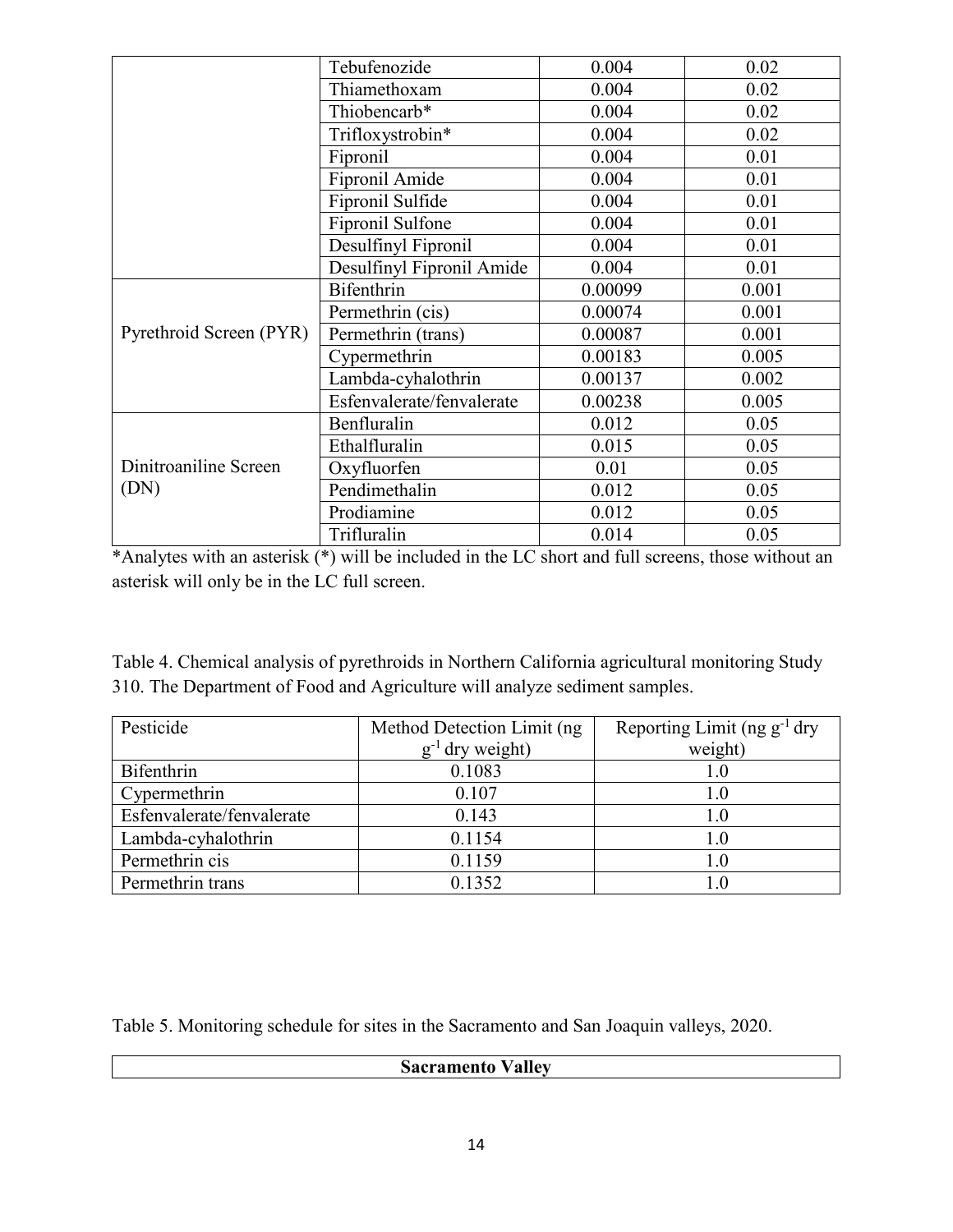| | | | |
|---|---|---|---|
| | Tebufenozide | 0.004 | 0.02 |
| | Thiamethoxam | 0.004 | 0.02 |
| | Thiobencarb* | 0.004 | 0.02 |
| | Trifloxystrobin* | 0.004 | 0.02 |
| | Fipronil | 0.004 | 0.01 |
| | Fipronil Amide | 0.004 | 0.01 |
| | Fipronil Sulfide | 0.004 | 0.01 |
| | Fipronil Sulfone | 0.004 | 0.01 |
| | Desulfinyl Fipronil | 0.004 | 0.01 |
| | Desulfinyl Fipronil Amide | 0.004 | 0.01 |
| Pyrethroid Screen (PYR) | Bifenthrin | 0.00099 | 0.001 |
| | Permethrin (cis) | 0.00074 | 0.001 |
| | Permethrin (trans) | 0.00087 | 0.001 |
| | Cypermethrin | 0.00183 | 0.005 |
| | Lambda-cyhalothrin | 0.00137 | 0.002 |
| | Esfenvalerate/fenvalerate | 0.00238 | 0.005 |
| Dinitroaniline Screen (DN) | Benfluralin | 0.012 | 0.05 |
| | Ethalfluralin | 0.015 | 0.05 |
| | Oxyfluorfen | 0.01 | 0.05 |
| | Pendimethalin | 0.012 | 0.05 |
| | Prodiamine | 0.012 | 0.05 |
| | Trifluralin | 0.014 | 0.05 |

*Analytes with an asterisk (*) will be included in the LC short and full screens, those without an asterisk will only be in the LC full screen.

Table 4. Chemical analysis of pyrethroids in Northern California agricultural monitoring Study 310. The Department of Food and Agriculture will analyze sediment samples.

| Pesticide | Method Detection Limit (ng $g^{-1}$ dry weight) | Reporting Limit (ng $g^{-1}$ dry weight) |
|---|---|---|
| Bifenthrin | 0.1083 | 1.0 |
| Cypermethrin | 0.107 | 1.0 |
| Esfenvalerate/fenvalerate | 0.143 | 1.0 |
| Lambda-cyhalothrin | 0.1154 | 1.0 |
| Permethrin cis | 0.1159 | 1.0 |
| Permethrin trans | 0.1352 | 1.0 |

Table 5. Monitoring schedule for sites in the Sacramento and San Joaquin valleys, 2020.

| **Sacramento Valley** |
|---|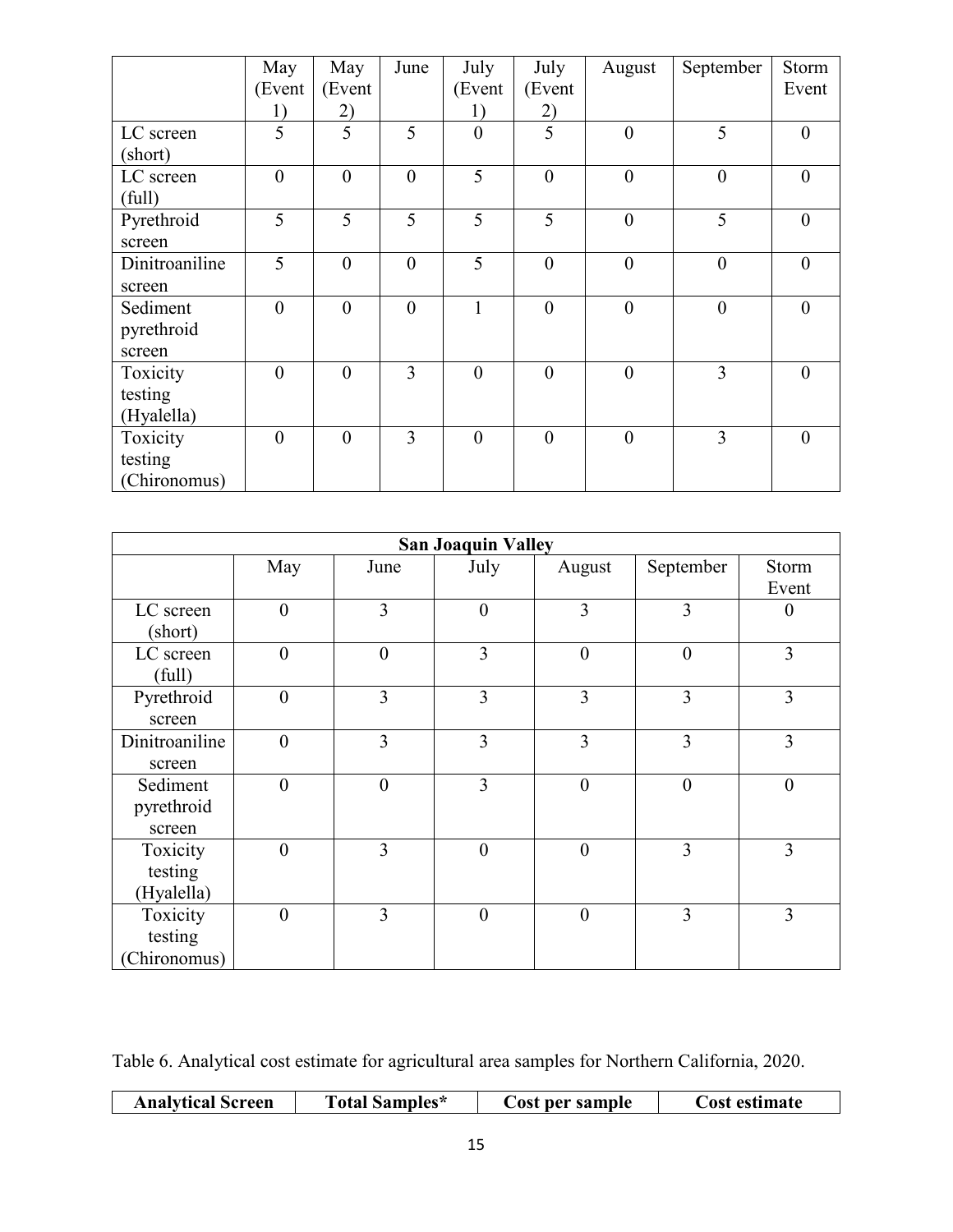| | May (Event 1) | May (Event 2) | June | July (Event 1) | July (Event 2) | August | September | Storm Event |
|---|---|---|---|---|---|---|---|---|
| LC screen (short) | 5 | 5 | 5 | 0 | 5 | 0 | 5 | 0 |
| LC screen (full) | 0 | 0 | 0 | 5 | 0 | 0 | 0 | 0 |
| Pyrethroid screen | 5 | 5 | 5 | 5 | 5 | 0 | 5 | 0 |
| Dinitroaniline screen | 5 | 0 | 0 | 5 | 0 | 0 | 0 | 0 |
| Sediment pyrethroid screen | 0 | 0 | 0 | 1 | 0 | 0 | 0 | 0 |
| Toxicity testing (Hyalella) | 0 | 0 | 3 | 0 | 0 | 0 | 3 | 0 |
| Toxicity testing (Chironomus) | 0 | 0 | 3 | 0 | 0 | 0 | 3 | 0 |

| **San Joaquin Valley** | | | | | | |
|---|---|---|---|---|---|---|
| | May | June | July | August | September | Storm Event |
| LC screen (short) | 0 | 3 | 0 | 3 | 3 | 0 |
| LC screen (full) | 0 | 0 | 3 | 0 | 0 | 3 |
| Pyrethroid screen | 0 | 3 | 3 | 3 | 3 | 3 |
| Dinitroaniline screen | 0 | 3 | 3 | 3 | 3 | 3 |
| Sediment pyrethroid screen | 0 | 0 | 3 | 0 | 0 | 0 |
| Toxicity testing (Hyalella) | 0 | 3 | 0 | 0 | 3 | 3 |
| Toxicity testing (Chironomus) | 0 | 3 | 0 | 0 | 3 | 3 |

Table 6. Analytical cost estimate for agricultural area samples for Northern California, 2020.

| **Analytical Screen** | **Total Samples*** | **Cost per sample** | **Cost estimate** |
|---|---|---|---|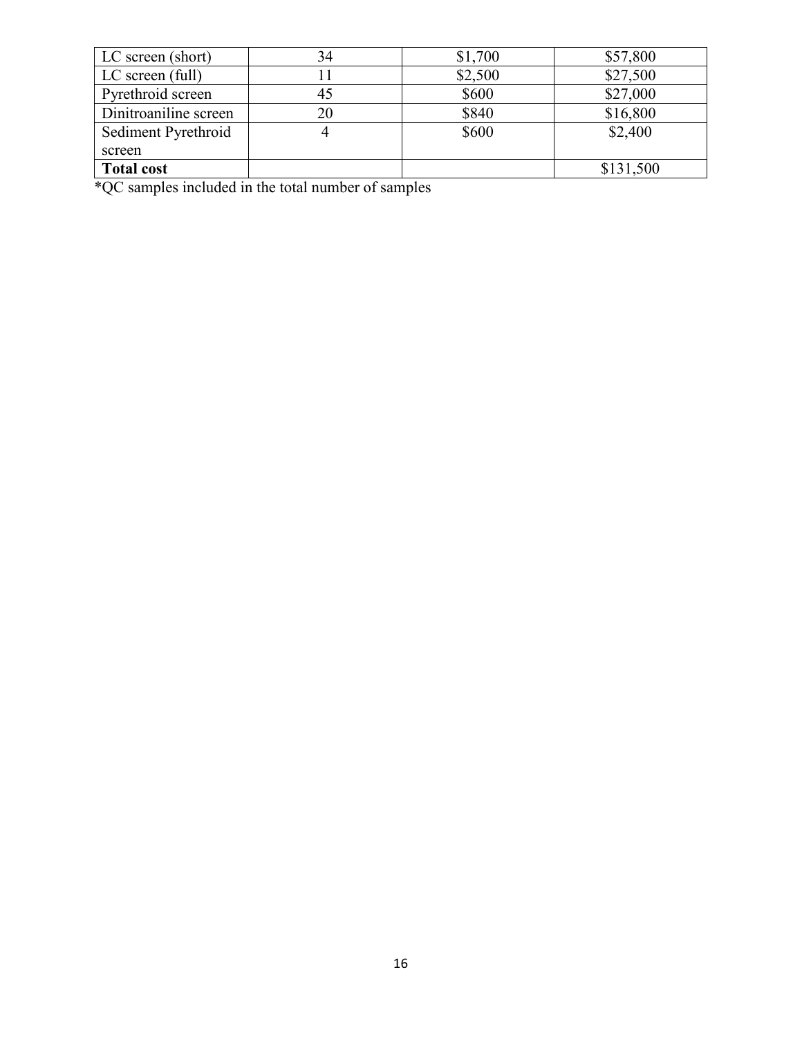| | | | |
|---|---|---|---|
| LC screen (short) | 34 | $1,700 | $57,800 |
| LC screen (full) | 11 | $2,500 | $27,500 |
| Pyrethroid screen | 45 | $600 | $27,000 |
| Dinitroaniline screen | 20 | $840 | $16,800 |
| Sediment Pyrethroid screen | 4 | $600 | $2,400 |
| **Total cost** | | | $131,500 |

*QC samples included in the total number of samples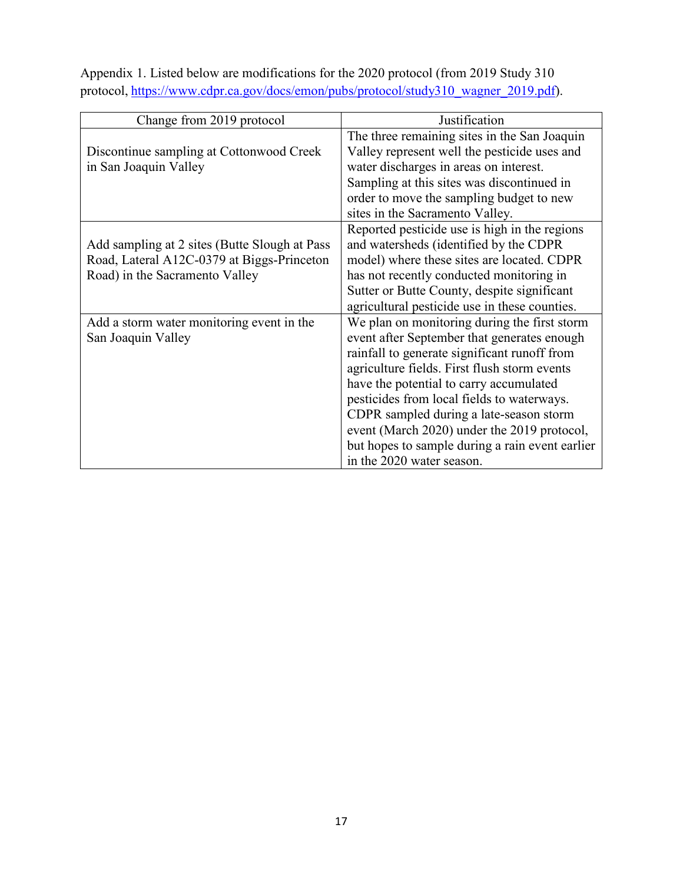Appendix 1. Listed below are modifications for the 2020 protocol (from 2019 Study 310 protocol, https://www.cdpr.ca.gov/docs/emon/pubs/protocol/study310_wagner_2019.pdf).

| Change from 2019 protocol | Justification |
|---|---|
| Discontinue sampling at Cottonwood Creek in San Joaquin Valley | The three remaining sites in the San Joaquin Valley represent well the pesticide uses and water discharges in areas on interest. Sampling at this sites was discontinued in order to move the sampling budget to new sites in the Sacramento Valley. |
| Add sampling at 2 sites (Butte Slough at Pass Road, Lateral A12C-0379 at Biggs-Princeton Road) in the Sacramento Valley | Reported pesticide use is high in the regions and watersheds (identified by the CDPR model) where these sites are located. CDPR has not recently conducted monitoring in Sutter or Butte County, despite significant agricultural pesticide use in these counties. |
| Add a storm water monitoring event in the San Joaquin Valley | We plan on monitoring during the first storm event after September that generates enough rainfall to generate significant runoff from agriculture fields. First flush storm events have the potential to carry accumulated pesticides from local fields to waterways. CDPR sampled during a late-season storm event (March 2020) under the 2019 protocol, but hopes to sample during a rain event earlier in the 2020 water season. |